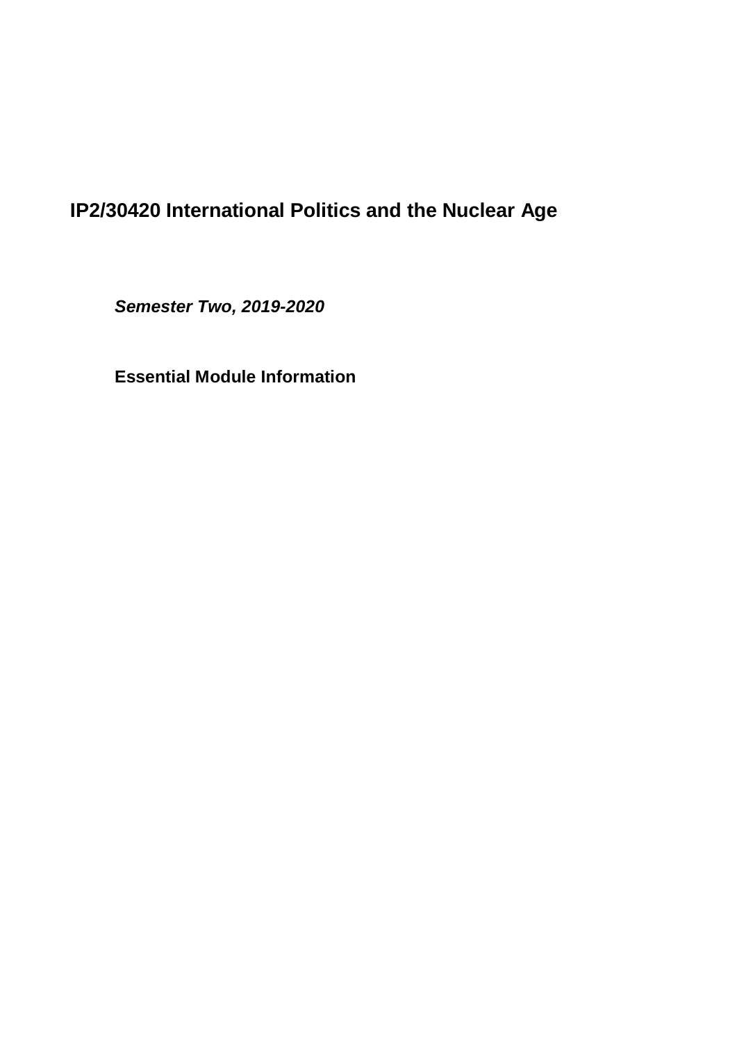# IP2/30420 International Politics and the Nuclear Age

***Semester Two, 2019-2020***

**Essential Module Information**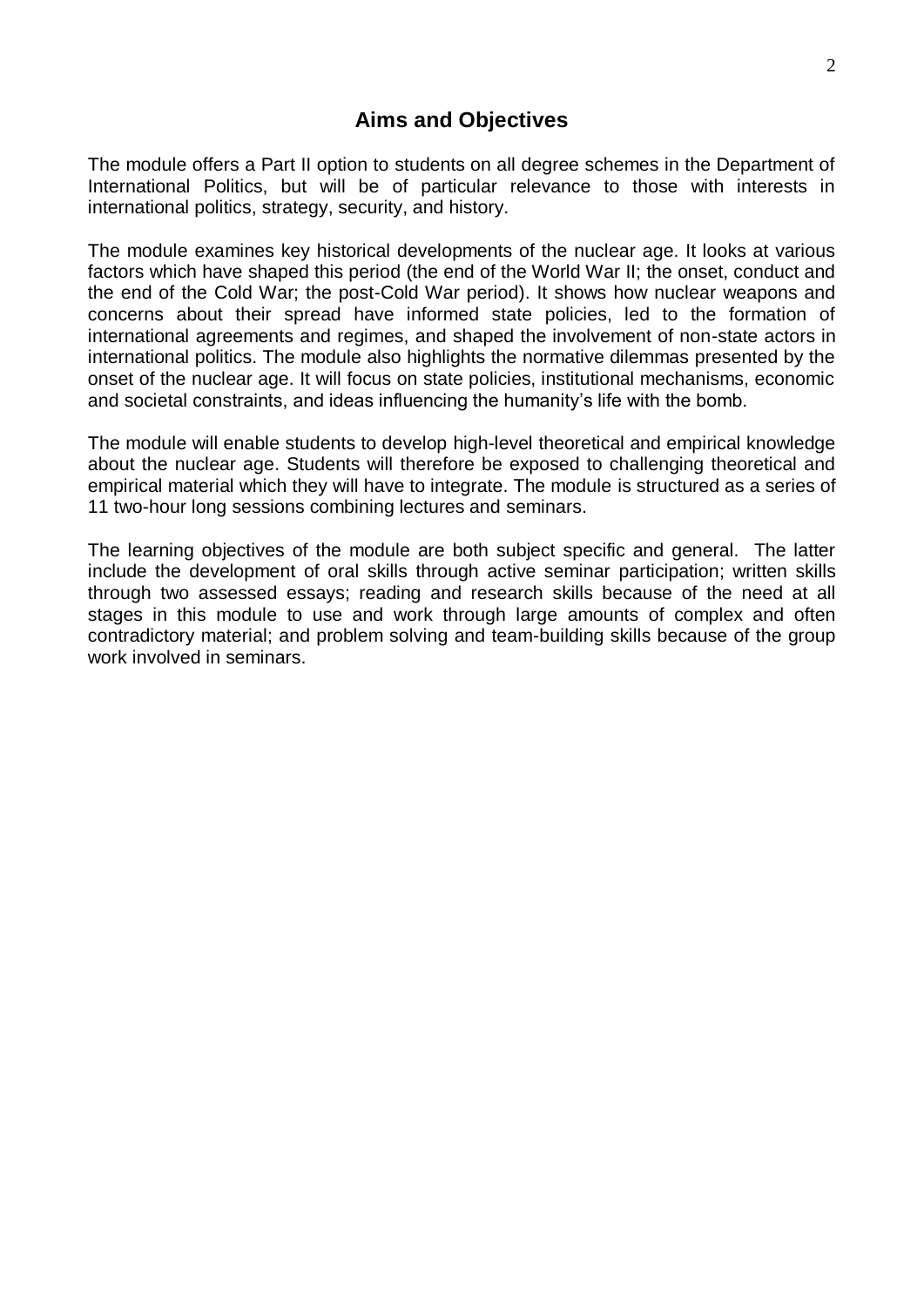## Aims and Objectives

The module offers a Part II option to students on all degree schemes in the Department of International Politics, but will be of particular relevance to those with interests in international politics, strategy, security, and history.

The module examines key historical developments of the nuclear age. It looks at various factors which have shaped this period (the end of the World War II; the onset, conduct and the end of the Cold War; the post-Cold War period). It shows how nuclear weapons and concerns about their spread have informed state policies, led to the formation of international agreements and regimes, and shaped the involvement of non-state actors in international politics. The module also highlights the normative dilemmas presented by the onset of the nuclear age. It will focus on state policies, institutional mechanisms, economic and societal constraints, and ideas influencing the humanity's life with the bomb.

The module will enable students to develop high-level theoretical and empirical knowledge about the nuclear age. Students will therefore be exposed to challenging theoretical and empirical material which they will have to integrate. The module is structured as a series of 11 two-hour long sessions combining lectures and seminars.

The learning objectives of the module are both subject specific and general. The latter include the development of oral skills through active seminar participation; written skills through two assessed essays; reading and research skills because of the need at all stages in this module to use and work through large amounts of complex and often contradictory material; and problem solving and team-building skills because of the group work involved in seminars.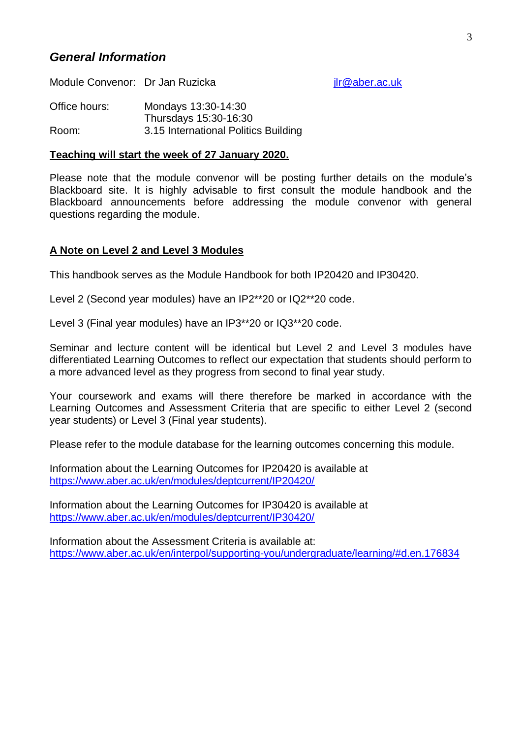## *General Information*

Module Convenor: Dr Jan Ruzicka jlr@aber.ac.uk

Office hours: Mondays 13:30-14:30
Thursdays 15:30-16:30

Room: 3.15 International Politics Building

**Teaching will start the week of 27 January 2020.**

Please note that the module convenor will be posting further details on the module's Blackboard site. It is highly advisable to first consult the module handbook and the Blackboard announcements before addressing the module convenor with general questions regarding the module.

**A Note on Level 2 and Level 3 Modules**

This handbook serves as the Module Handbook for both IP20420 and IP30420.

Level 2 (Second year modules) have an IP2**20 or IQ2**20 code.

Level 3 (Final year modules) have an IP3**20 or IQ3**20 code.

Seminar and lecture content will be identical but Level 2 and Level 3 modules have differentiated Learning Outcomes to reflect our expectation that students should perform to a more advanced level as they progress from second to final year study.

Your coursework and exams will there therefore be marked in accordance with the Learning Outcomes and Assessment Criteria that are specific to either Level 2 (second year students) or Level 3 (Final year students).

Please refer to the module database for the learning outcomes concerning this module.

Information about the Learning Outcomes for IP20420 is available at
https://www.aber.ac.uk/en/modules/deptcurrent/IP20420/

Information about the Learning Outcomes for IP30420 is available at
https://www.aber.ac.uk/en/modules/deptcurrent/IP30420/

Information about the Assessment Criteria is available at:
https://www.aber.ac.uk/en/interpol/supporting-you/undergraduate/learning/#d.en.176834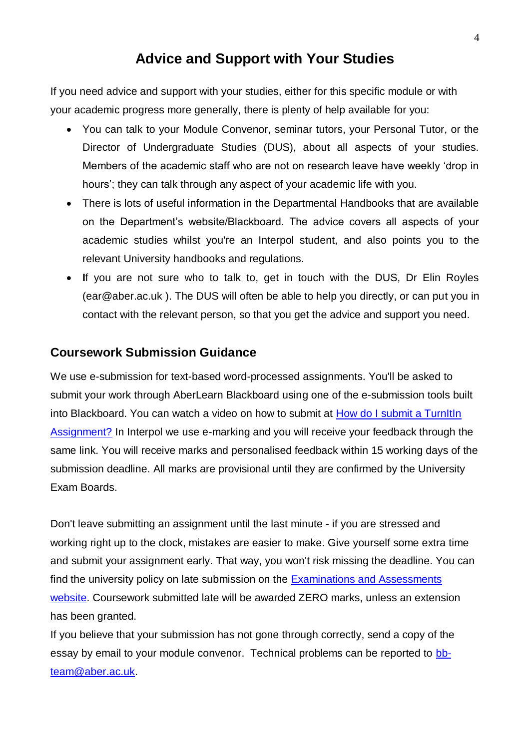# Advice and Support with Your Studies

If you need advice and support with your studies, either for this specific module or with your academic progress more generally, there is plenty of help available for you:

- You can talk to your Module Convenor, seminar tutors, your Personal Tutor, or the Director of Undergraduate Studies (DUS), about all aspects of your studies. Members of the academic staff who are not on research leave have weekly 'drop in hours'; they can talk through any aspect of your academic life with you.
- There is lots of useful information in the Departmental Handbooks that are available on the Department's website/Blackboard. The advice covers all aspects of your academic studies whilst you're an Interpol student, and also points you to the relevant University handbooks and regulations.
- **I**f you are not sure who to talk to, get in touch with the DUS, Dr Elin Royles (ear@aber.ac.uk ). The DUS will often be able to help you directly, or can put you in contact with the relevant person, so that you get the advice and support you need.

## Coursework Submission Guidance

We use e-submission for text-based word-processed assignments. You'll be asked to submit your work through AberLearn Blackboard using one of the e-submission tools built into Blackboard. You can watch a video on how to submit at How do I submit a TurnItIn Assignment? In Interpol we use e-marking and you will receive your feedback through the same link. You will receive marks and personalised feedback within 15 working days of the submission deadline. All marks are provisional until they are confirmed by the University Exam Boards.

Don't leave submitting an assignment until the last minute - if you are stressed and working right up to the clock, mistakes are easier to make. Give yourself some extra time and submit your assignment early. That way, you won't risk missing the deadline. You can find the university policy on late submission on the Examinations and Assessments website. Coursework submitted late will be awarded ZERO marks, unless an extension has been granted.

If you believe that your submission has not gone through correctly, send a copy of the essay by email to your module convenor. Technical problems can be reported to bb-team@aber.ac.uk.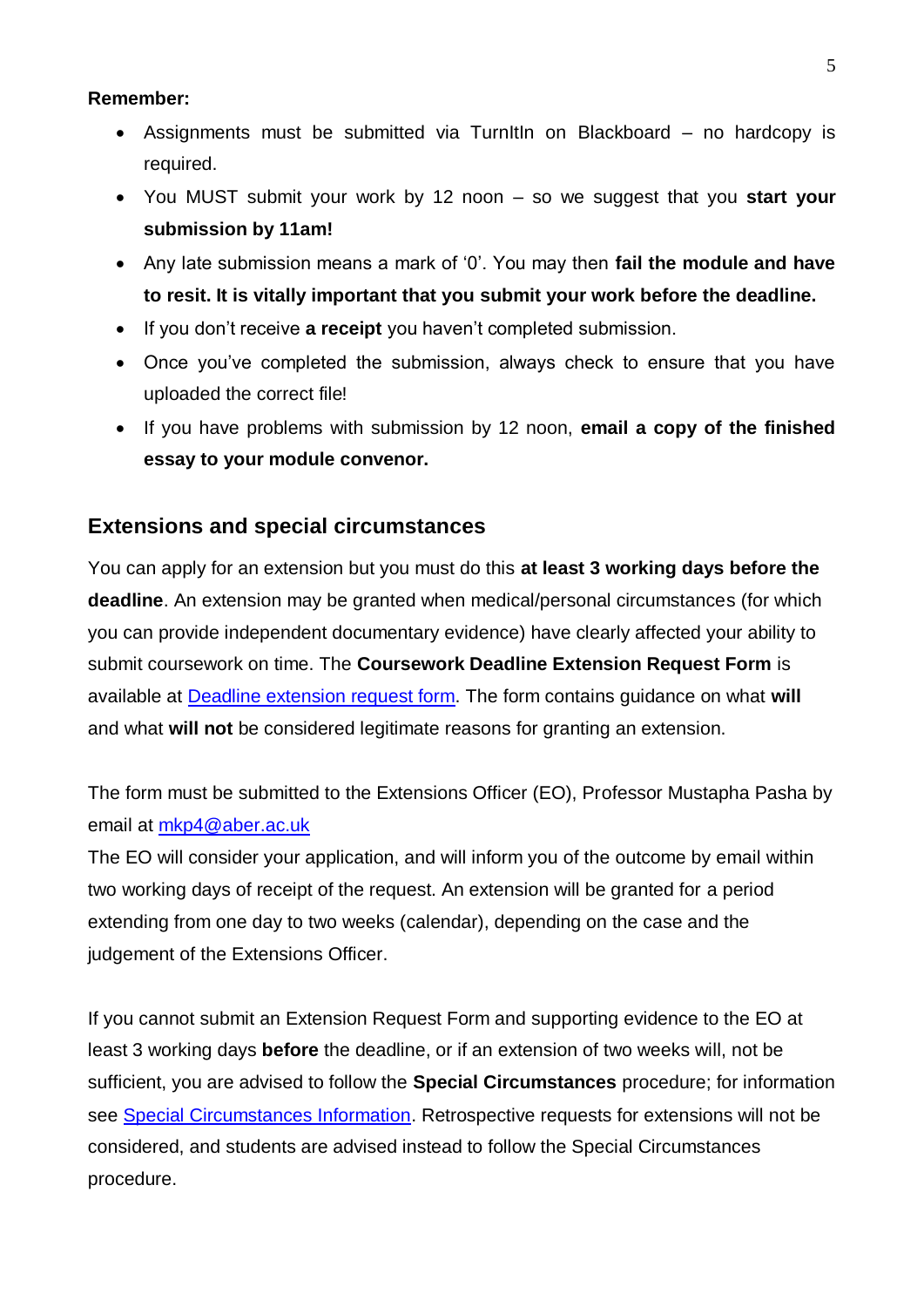**Remember:**

- Assignments must be submitted via TurnItIn on Blackboard – no hardcopy is required.
- You MUST submit your work by 12 noon – so we suggest that you **start your submission by 11am!**
- Any late submission means a mark of '0'. You may then **fail the module and have to resit. It is vitally important that you submit your work before the deadline.**
- If you don't receive **a receipt** you haven't completed submission.
- Once you've completed the submission, always check to ensure that you have uploaded the correct file!
- If you have problems with submission by 12 noon, **email a copy of the finished essay to your module convenor.**

## Extensions and special circumstances

You can apply for an extension but you must do this **at least 3 working days before the deadline**. An extension may be granted when medical/personal circumstances (for which you can provide independent documentary evidence) have clearly affected your ability to submit coursework on time. The **Coursework Deadline Extension Request Form** is available at [Deadline extension request form](). The form contains guidance on what **will** and what **will not** be considered legitimate reasons for granting an extension.

The form must be submitted to the Extensions Officer (EO), Professor Mustapha Pasha by email at [mkp4@aber.ac.uk](mailto:mkp4@aber.ac.uk)
The EO will consider your application, and will inform you of the outcome by email within two working days of receipt of the request. An extension will be granted for a period extending from one day to two weeks (calendar), depending on the case and the judgement of the Extensions Officer.

If you cannot submit an Extension Request Form and supporting evidence to the EO at least 3 working days **before** the deadline, or if an extension of two weeks will, not be sufficient, you are advised to follow the **Special Circumstances** procedure; for information see [Special Circumstances Information](). Retrospective requests for extensions will not be considered, and students are advised instead to follow the Special Circumstances procedure.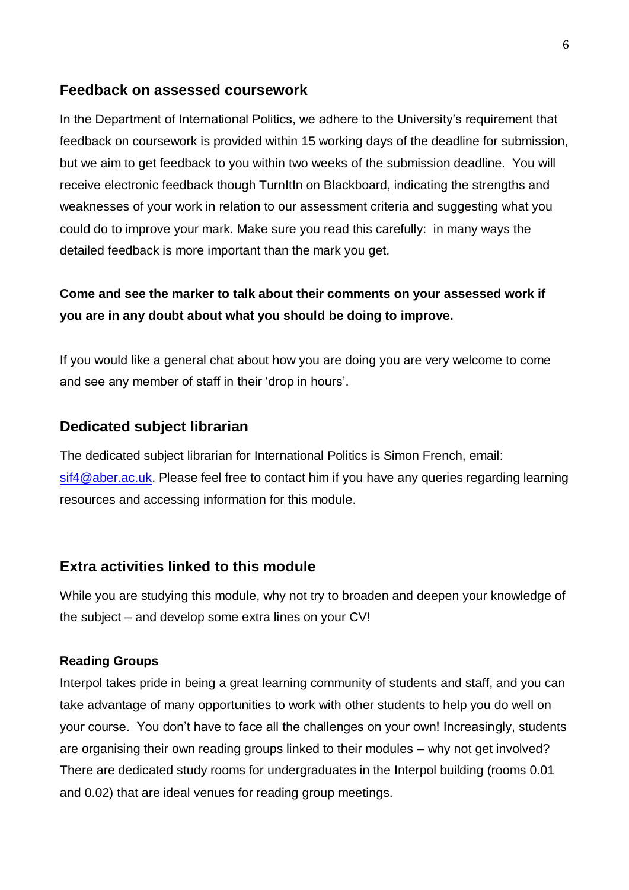## Feedback on assessed coursework

In the Department of International Politics, we adhere to the University's requirement that feedback on coursework is provided within 15 working days of the deadline for submission, but we aim to get feedback to you within two weeks of the submission deadline. You will receive electronic feedback though TurnItIn on Blackboard, indicating the strengths and weaknesses of your work in relation to our assessment criteria and suggesting what you could do to improve your mark. Make sure you read this carefully: in many ways the detailed feedback is more important than the mark you get.

**Come and see the marker to talk about their comments on your assessed work if you are in any doubt about what you should be doing to improve.**

If you would like a general chat about how you are doing you are very welcome to come and see any member of staff in their 'drop in hours'.

## Dedicated subject librarian

The dedicated subject librarian for International Politics is Simon French, email: sif4@aber.ac.uk. Please feel free to contact him if you have any queries regarding learning resources and accessing information for this module.

## Extra activities linked to this module

While you are studying this module, why not try to broaden and deepen your knowledge of the subject – and develop some extra lines on your CV!

#### Reading Groups

Interpol takes pride in being a great learning community of students and staff, and you can take advantage of many opportunities to work with other students to help you do well on your course. You don't have to face all the challenges on your own! Increasingly, students are organising their own reading groups linked to their modules – why not get involved? There are dedicated study rooms for undergraduates in the Interpol building (rooms 0.01 and 0.02) that are ideal venues for reading group meetings.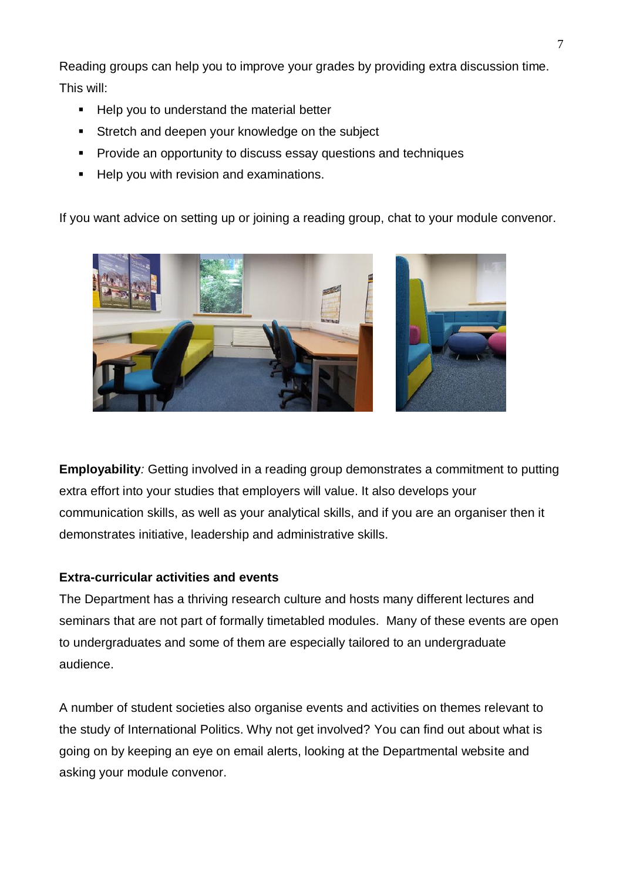Reading groups can help you to improve your grades by providing extra discussion time. This will:

- Help you to understand the material better
- Stretch and deepen your knowledge on the subject
- Provide an opportunity to discuss essay questions and techniques
- Help you with revision and examinations.

If you want advice on setting up or joining a reading group, chat to your module convenor.

**Employability***:* Getting involved in a reading group demonstrates a commitment to putting extra effort into your studies that employers will value. It also develops your communication skills, as well as your analytical skills, and if you are an organiser then it demonstrates initiative, leadership and administrative skills.

**Extra-curricular activities and events**

The Department has a thriving research culture and hosts many different lectures and seminars that are not part of formally timetabled modules. Many of these events are open to undergraduates and some of them are especially tailored to an undergraduate audience.

A number of student societies also organise events and activities on themes relevant to the study of International Politics. Why not get involved? You can find out about what is going on by keeping an eye on email alerts, looking at the Departmental website and asking your module convenor.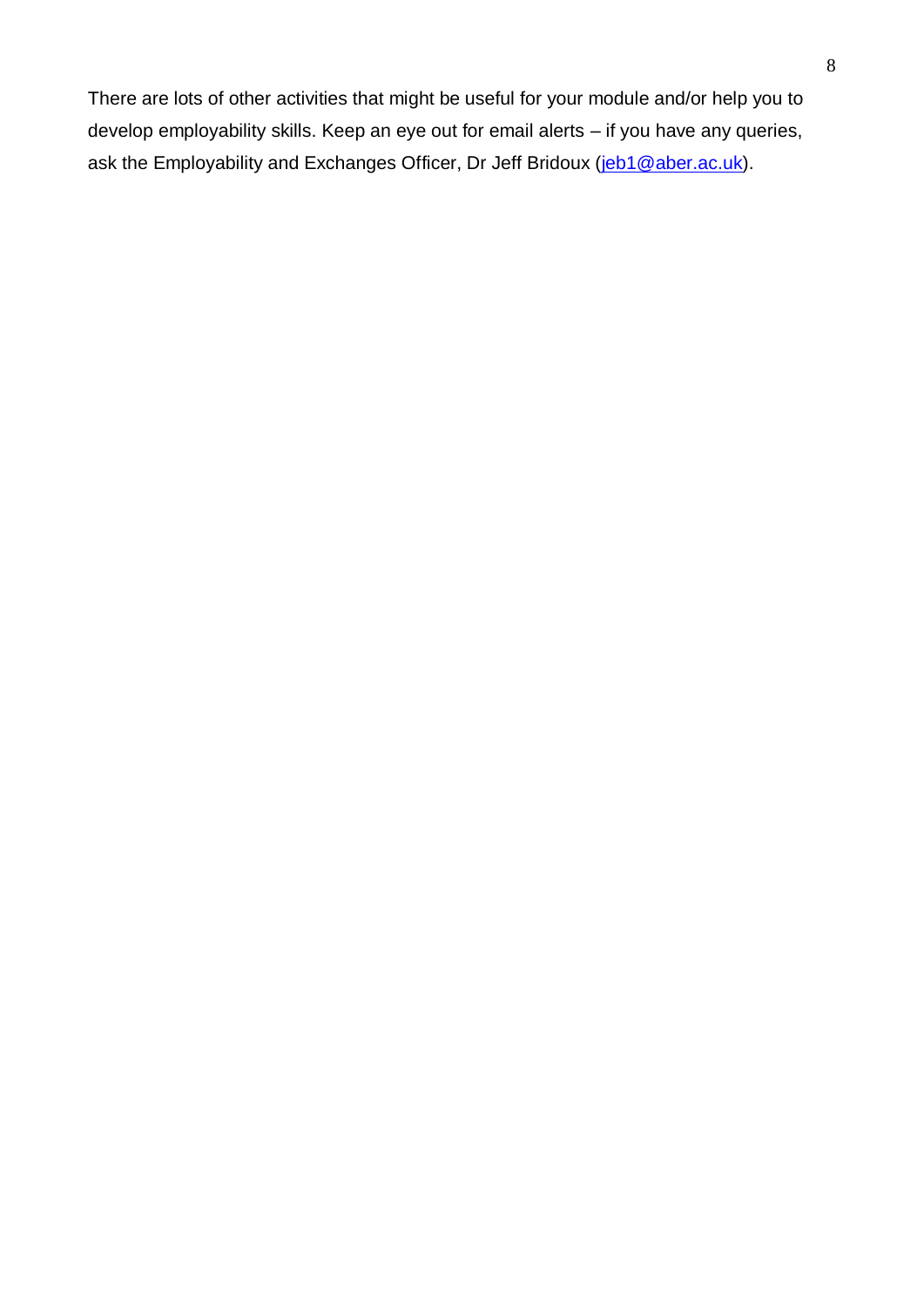There are lots of other activities that might be useful for your module and/or help you to develop employability skills. Keep an eye out for email alerts – if you have any queries, ask the Employability and Exchanges Officer, Dr Jeff Bridoux (jeb1@aber.ac.uk).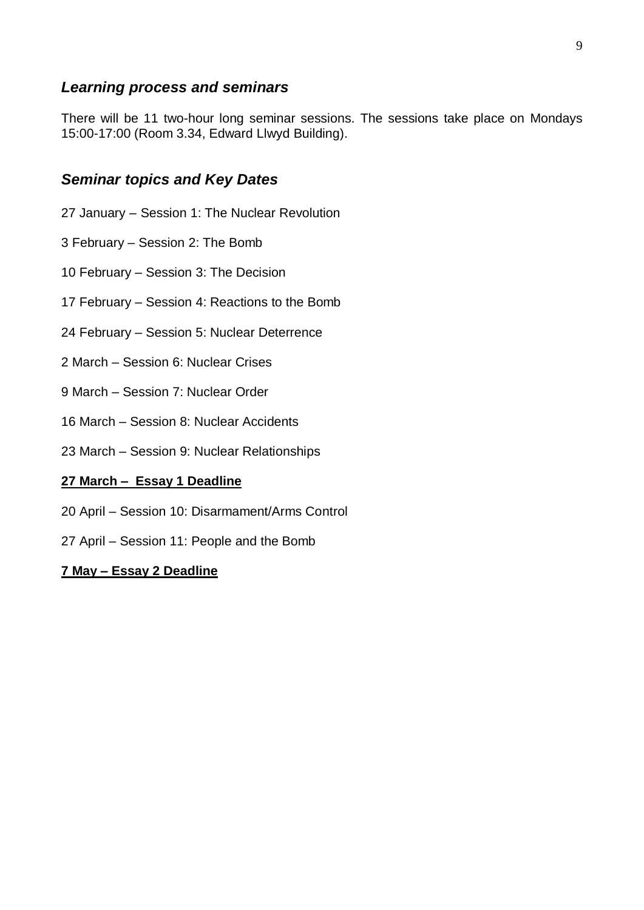### *Learning process and seminars*

There will be 11 two-hour long seminar sessions. The sessions take place on Mondays 15:00-17:00 (Room 3.34, Edward Llwyd Building).

### *Seminar topics and Key Dates*

27 January – Session 1: The Nuclear Revolution

3 February – Session 2: The Bomb

10 February – Session 3: The Decision

17 February – Session 4: Reactions to the Bomb

24 February – Session 5: Nuclear Deterrence

2 March – Session 6: Nuclear Crises

9 March – Session 7: Nuclear Order

16 March – Session 8: Nuclear Accidents

23 March – Session 9: Nuclear Relationships

**27 March – Essay 1 Deadline**

20 April – Session 10: Disarmament/Arms Control

27 April – Session 11: People and the Bomb

**7 May – Essay 2 Deadline**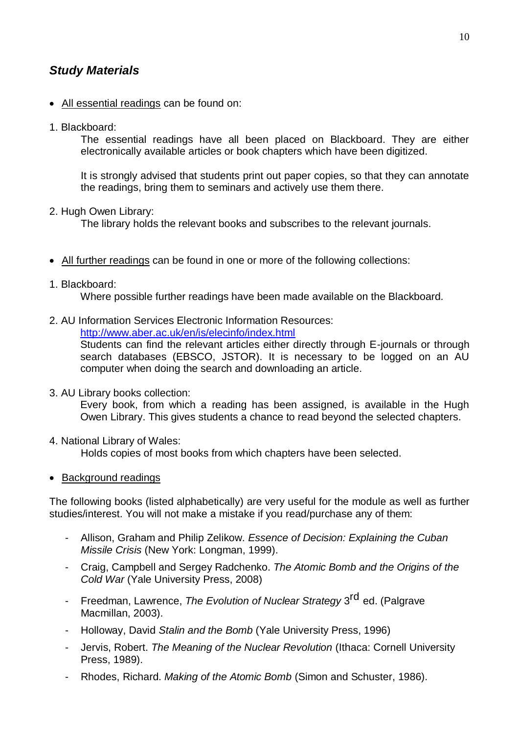## *Study Materials*

- All essential readings can be found on:

1. Blackboard:

   The essential readings have all been placed on Blackboard. They are either electronically available articles or book chapters which have been digitized.

   It is strongly advised that students print out paper copies, so that they can annotate the readings, bring them to seminars and actively use them there.

2. Hugh Owen Library:

   The library holds the relevant books and subscribes to the relevant journals.

- All further readings can be found in one or more of the following collections:

1. Blackboard:

   Where possible further readings have been made available on the Blackboard.

2. AU Information Services Electronic Information Resources:

   http://www.aber.ac.uk/en/is/elecinfo/index.html

   Students can find the relevant articles either directly through E-journals or through search databases (EBSCO, JSTOR). It is necessary to be logged on an AU computer when doing the search and downloading an article.

3. AU Library books collection:

   Every book, from which a reading has been assigned, is available in the Hugh Owen Library. This gives students a chance to read beyond the selected chapters.

4. National Library of Wales:

   Holds copies of most books from which chapters have been selected.

- Background readings

The following books (listed alphabetically) are very useful for the module as well as further studies/interest. You will not make a mistake if you read/purchase any of them:

- Allison, Graham and Philip Zelikow. *Essence of Decision: Explaining the Cuban Missile Crisis* (New York: Longman, 1999).
- Craig, Campbell and Sergey Radchenko. *The Atomic Bomb and the Origins of the Cold War* (Yale University Press, 2008)
- Freedman, Lawrence, *The Evolution of Nuclear Strategy* 3rd ed. (Palgrave Macmillan, 2003).
- Holloway, David *Stalin and the Bomb* (Yale University Press, 1996)
- Jervis, Robert. *The Meaning of the Nuclear Revolution* (Ithaca: Cornell University Press, 1989).
- Rhodes, Richard. *Making of the Atomic Bomb* (Simon and Schuster, 1986).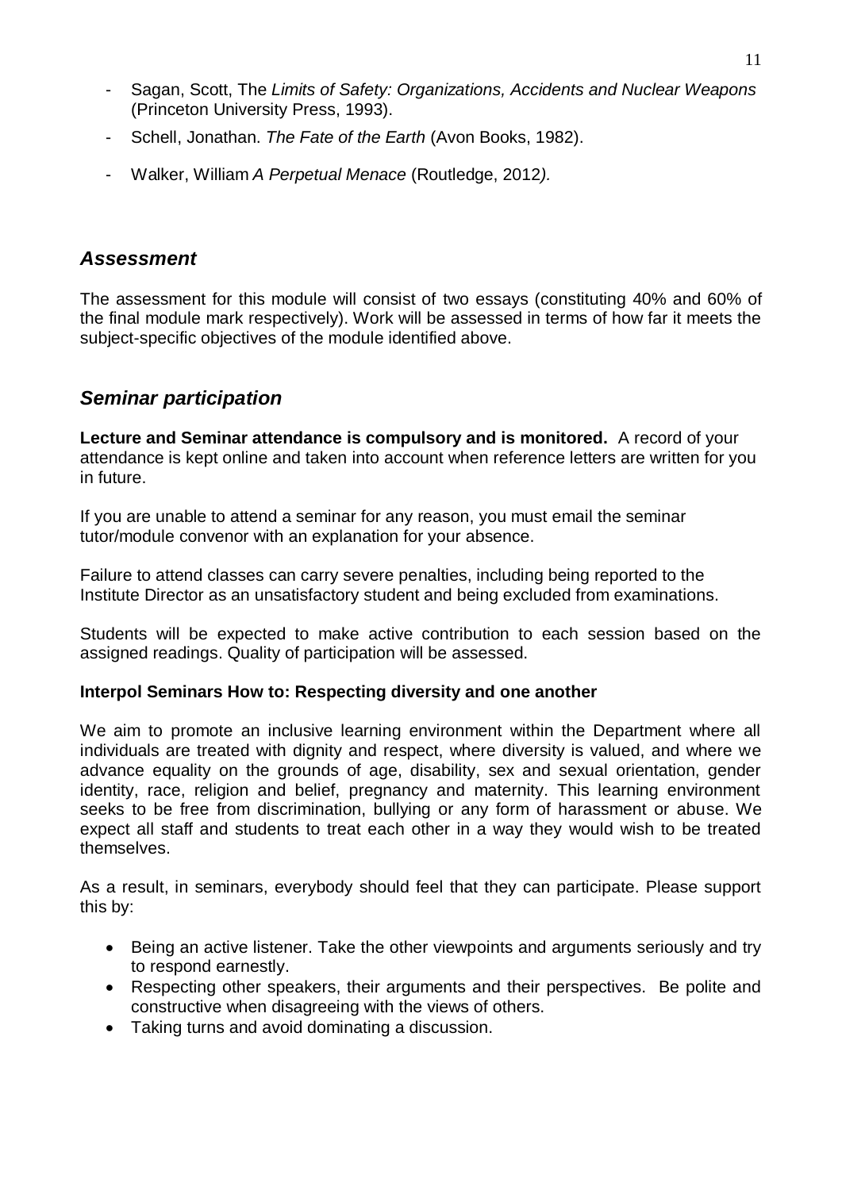- Sagan, Scott, The *Limits of Safety: Organizations, Accidents and Nuclear Weapons* (Princeton University Press, 1993).
- Schell, Jonathan. *The Fate of the Earth* (Avon Books, 1982).
- Walker, William *A Perpetual Menace* (Routledge, 2012*).*

## *Assessment*

The assessment for this module will consist of two essays (constituting 40% and 60% of the final module mark respectively). Work will be assessed in terms of how far it meets the subject-specific objectives of the module identified above.

## *Seminar participation*

**Lecture and Seminar attendance is compulsory and is monitored.** A record of your attendance is kept online and taken into account when reference letters are written for you in future.

If you are unable to attend a seminar for any reason, you must email the seminar tutor/module convenor with an explanation for your absence.

Failure to attend classes can carry severe penalties, including being reported to the Institute Director as an unsatisfactory student and being excluded from examinations.

Students will be expected to make active contribution to each session based on the assigned readings. Quality of participation will be assessed.

**Interpol Seminars How to: Respecting diversity and one another**

We aim to promote an inclusive learning environment within the Department where all individuals are treated with dignity and respect, where diversity is valued, and where we advance equality on the grounds of age, disability, sex and sexual orientation, gender identity, race, religion and belief, pregnancy and maternity. This learning environment seeks to be free from discrimination, bullying or any form of harassment or abuse. We expect all staff and students to treat each other in a way they would wish to be treated themselves.

As a result, in seminars, everybody should feel that they can participate. Please support this by:

- Being an active listener. Take the other viewpoints and arguments seriously and try to respond earnestly.
- Respecting other speakers, their arguments and their perspectives. Be polite and constructive when disagreeing with the views of others.
- Taking turns and avoid dominating a discussion.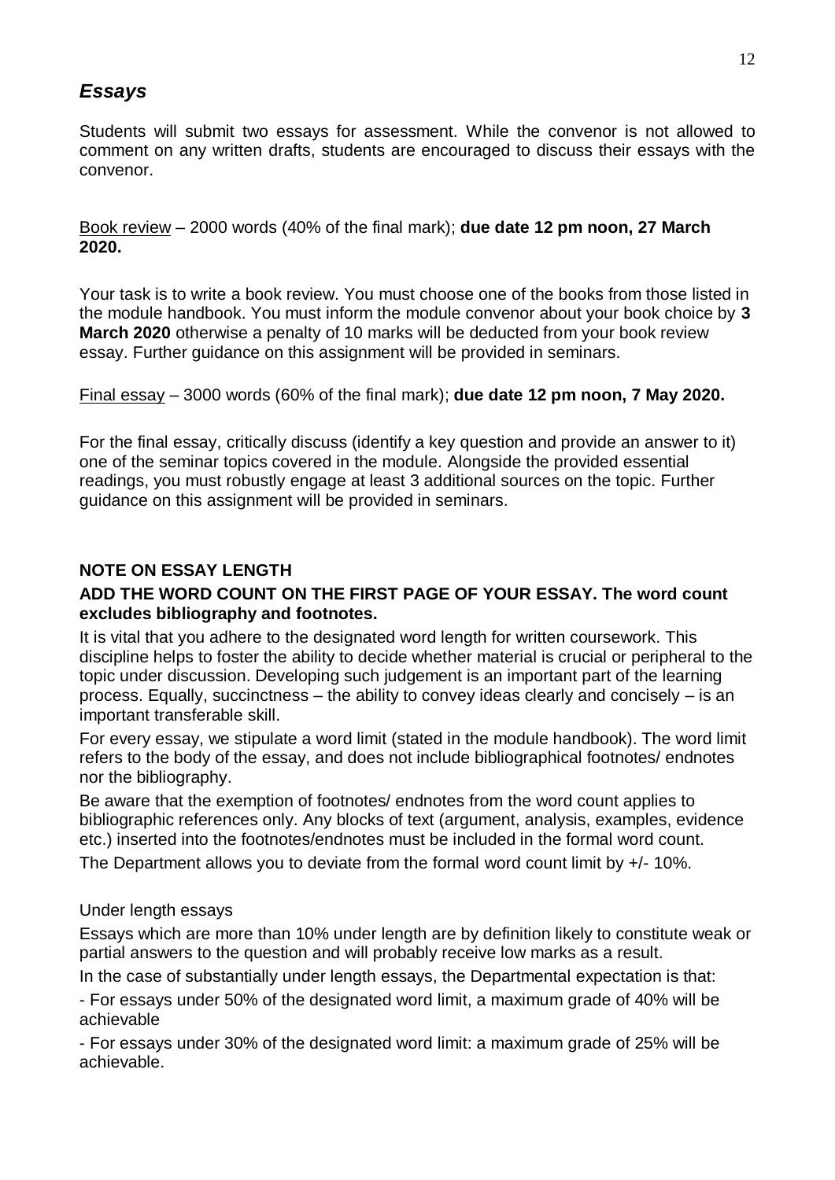## *Essays*

Students will submit two essays for assessment. While the convenor is not allowed to comment on any written drafts, students are encouraged to discuss their essays with the convenor.

Book review – 2000 words (40% of the final mark); **due date 12 pm noon, 27 March 2020.**

Your task is to write a book review. You must choose one of the books from those listed in the module handbook. You must inform the module convenor about your book choice by **3 March 2020** otherwise a penalty of 10 marks will be deducted from your book review essay. Further guidance on this assignment will be provided in seminars.

Final essay – 3000 words (60% of the final mark); **due date 12 pm noon, 7 May 2020.**

For the final essay, critically discuss (identify a key question and provide an answer to it) one of the seminar topics covered in the module. Alongside the provided essential readings, you must robustly engage at least 3 additional sources on the topic. Further guidance on this assignment will be provided in seminars.

**NOTE ON ESSAY LENGTH**

**ADD THE WORD COUNT ON THE FIRST PAGE OF YOUR ESSAY. The word count excludes bibliography and footnotes.**

It is vital that you adhere to the designated word length for written coursework. This discipline helps to foster the ability to decide whether material is crucial or peripheral to the topic under discussion. Developing such judgement is an important part of the learning process. Equally, succinctness – the ability to convey ideas clearly and concisely – is an important transferable skill.

For every essay, we stipulate a word limit (stated in the module handbook). The word limit refers to the body of the essay, and does not include bibliographical footnotes/ endnotes nor the bibliography.

Be aware that the exemption of footnotes/ endnotes from the word count applies to bibliographic references only. Any blocks of text (argument, analysis, examples, evidence etc.) inserted into the footnotes/endnotes must be included in the formal word count.

The Department allows you to deviate from the formal word count limit by +/- 10%.

Under length essays

Essays which are more than 10% under length are by definition likely to constitute weak or partial answers to the question and will probably receive low marks as a result.

In the case of substantially under length essays, the Departmental expectation is that:

- For essays under 50% of the designated word limit, a maximum grade of 40% will be achievable

- For essays under 30% of the designated word limit: a maximum grade of 25% will be achievable.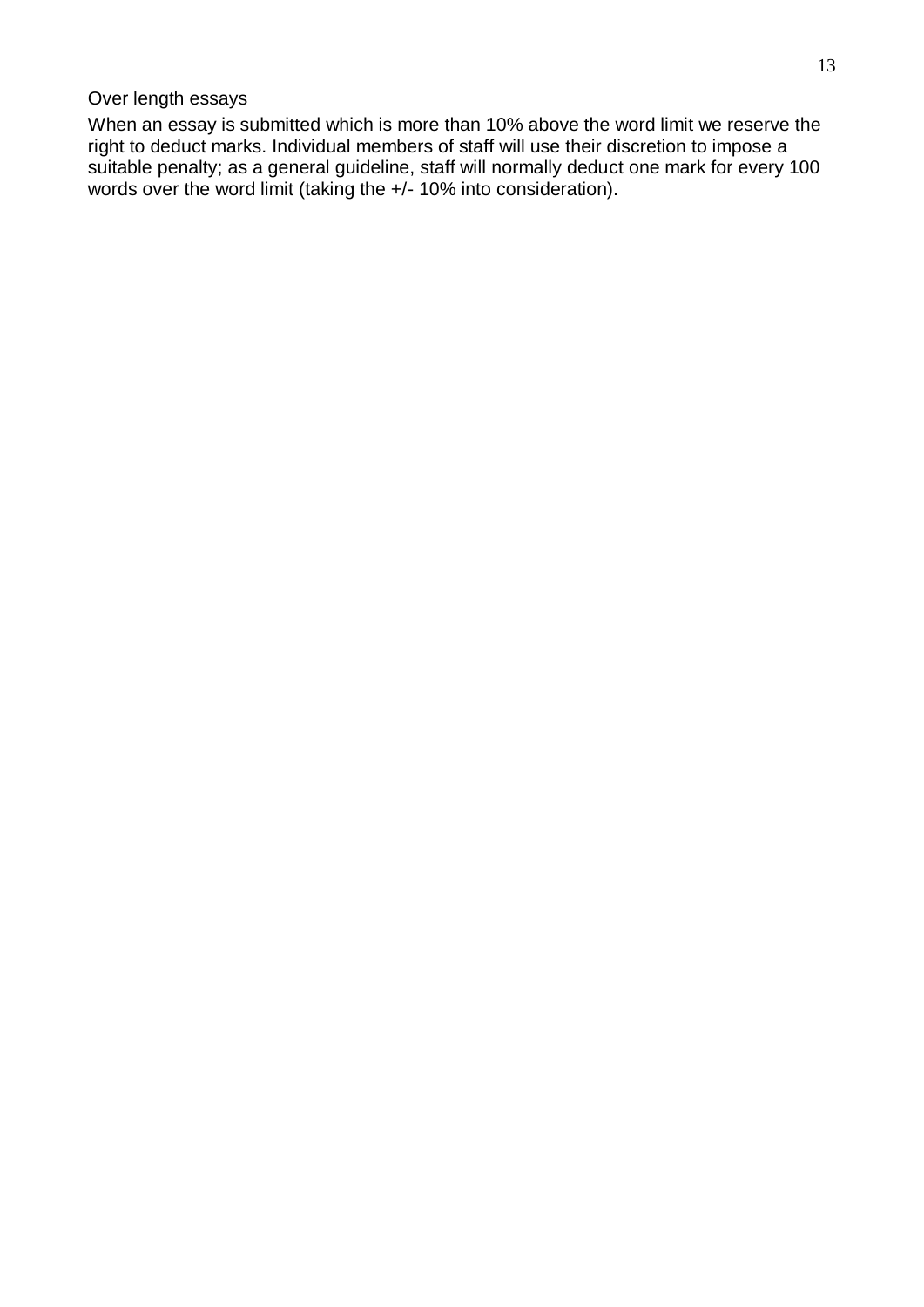### Over length essays

When an essay is submitted which is more than 10% above the word limit we reserve the right to deduct marks. Individual members of staff will use their discretion to impose a suitable penalty; as a general guideline, staff will normally deduct one mark for every 100 words over the word limit (taking the +/- 10% into consideration).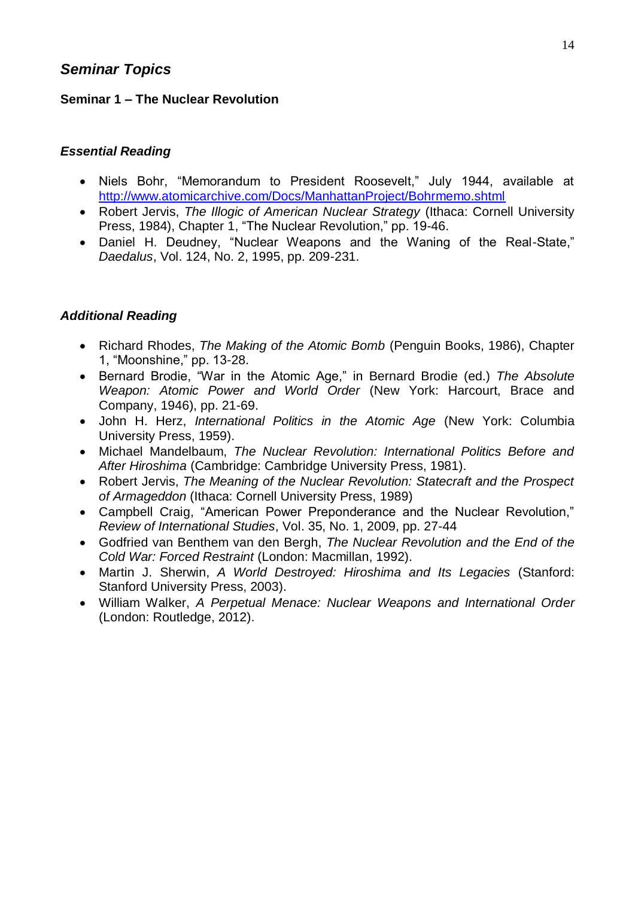## *Seminar Topics*

### Seminar 1 – The Nuclear Revolution

#### *Essential Reading*

- Niels Bohr, "Memorandum to President Roosevelt," July 1944, available at http://www.atomicarchive.com/Docs/ManhattanProject/Bohrmemo.shtml
- Robert Jervis, *The Illogic of American Nuclear Strategy* (Ithaca: Cornell University Press, 1984), Chapter 1, "The Nuclear Revolution," pp. 19-46.
- Daniel H. Deudney, "Nuclear Weapons and the Waning of the Real-State," *Daedalus*, Vol. 124, No. 2, 1995, pp. 209-231.

#### *Additional Reading*

- Richard Rhodes, *The Making of the Atomic Bomb* (Penguin Books, 1986), Chapter 1, "Moonshine," pp. 13-28.
- Bernard Brodie, "War in the Atomic Age," in Bernard Brodie (ed.) *The Absolute Weapon: Atomic Power and World Order* (New York: Harcourt, Brace and Company, 1946), pp. 21-69.
- John H. Herz, *International Politics in the Atomic Age* (New York: Columbia University Press, 1959).
- Michael Mandelbaum, *The Nuclear Revolution: International Politics Before and After Hiroshima* (Cambridge: Cambridge University Press, 1981).
- Robert Jervis, *The Meaning of the Nuclear Revolution: Statecraft and the Prospect of Armageddon* (Ithaca: Cornell University Press, 1989)
- Campbell Craig, "American Power Preponderance and the Nuclear Revolution," *Review of International Studies*, Vol. 35, No. 1, 2009, pp. 27-44
- Godfried van Benthem van den Bergh, *The Nuclear Revolution and the End of the Cold War: Forced Restraint* (London: Macmillan, 1992).
- Martin J. Sherwin, *A World Destroyed: Hiroshima and Its Legacies* (Stanford: Stanford University Press, 2003).
- William Walker, *A Perpetual Menace: Nuclear Weapons and International Order* (London: Routledge, 2012).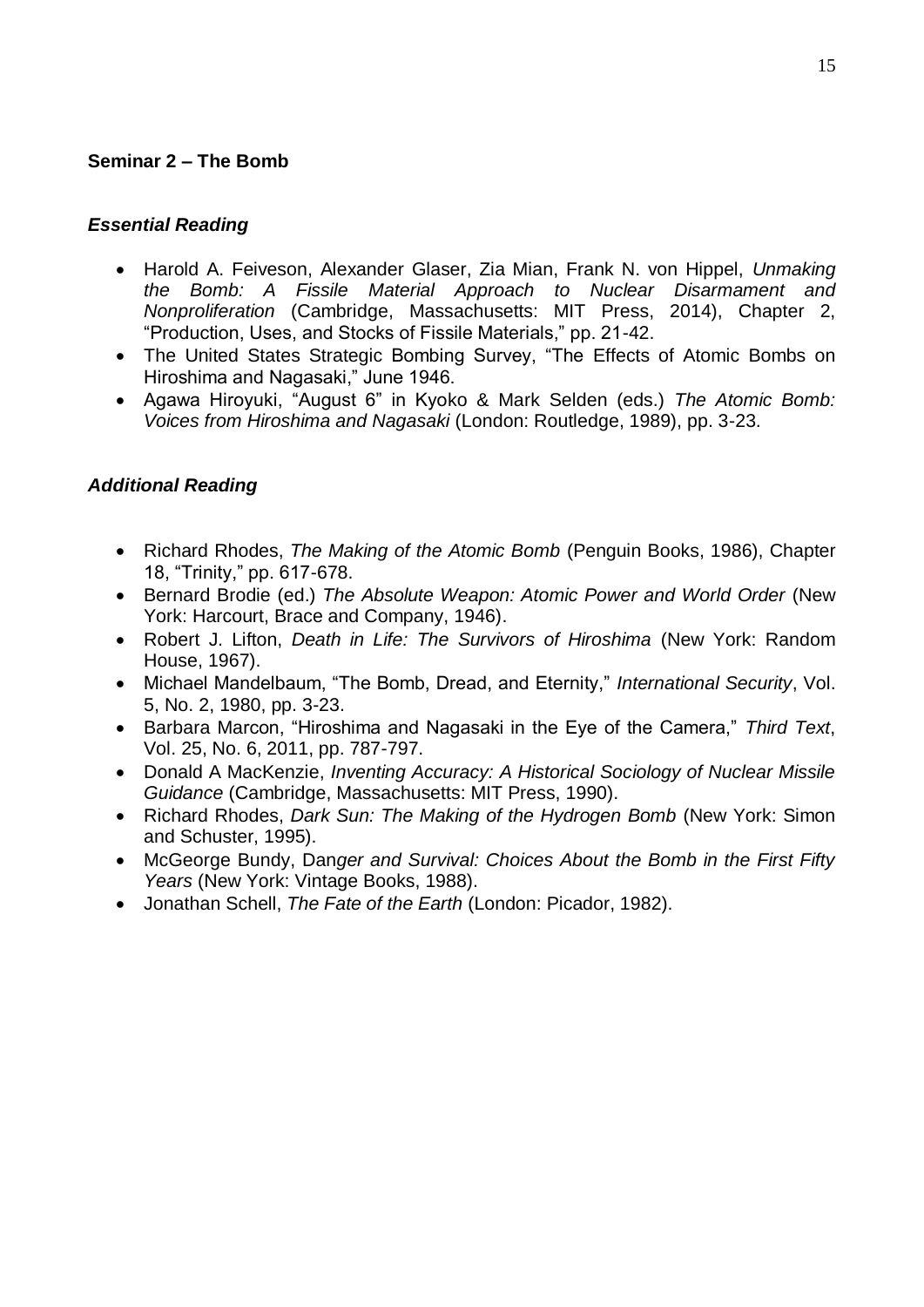## Seminar 2 – The Bomb

### *Essential Reading*

- Harold A. Feiveson, Alexander Glaser, Zia Mian, Frank N. von Hippel, *Unmaking the Bomb: A Fissile Material Approach to Nuclear Disarmament and Nonproliferation* (Cambridge, Massachusetts: MIT Press, 2014), Chapter 2, "Production, Uses, and Stocks of Fissile Materials," pp. 21-42.
- The United States Strategic Bombing Survey, "The Effects of Atomic Bombs on Hiroshima and Nagasaki," June 1946.
- Agawa Hiroyuki, "August 6" in Kyoko & Mark Selden (eds.) *The Atomic Bomb: Voices from Hiroshima and Nagasaki* (London: Routledge, 1989), pp. 3-23.

### *Additional Reading*

- Richard Rhodes, *The Making of the Atomic Bomb* (Penguin Books, 1986), Chapter 18, "Trinity," pp. 617-678.
- Bernard Brodie (ed.) *The Absolute Weapon: Atomic Power and World Order* (New York: Harcourt, Brace and Company, 1946).
- Robert J. Lifton, *Death in Life: The Survivors of Hiroshima* (New York: Random House, 1967).
- Michael Mandelbaum, "The Bomb, Dread, and Eternity," *International Security*, Vol. 5, No. 2, 1980, pp. 3-23.
- Barbara Marcon, "Hiroshima and Nagasaki in the Eye of the Camera," *Third Text*, Vol. 25, No. 6, 2011, pp. 787-797.
- Donald A MacKenzie, *Inventing Accuracy: A Historical Sociology of Nuclear Missile Guidance* (Cambridge, Massachusetts: MIT Press, 1990).
- Richard Rhodes, *Dark Sun: The Making of the Hydrogen Bomb* (New York: Simon and Schuster, 1995).
- McGeorge Bundy, Dan*ger and Survival: Choices About the Bomb in the First Fifty Years* (New York: Vintage Books, 1988).
- Jonathan Schell, *The Fate of the Earth* (London: Picador, 1982).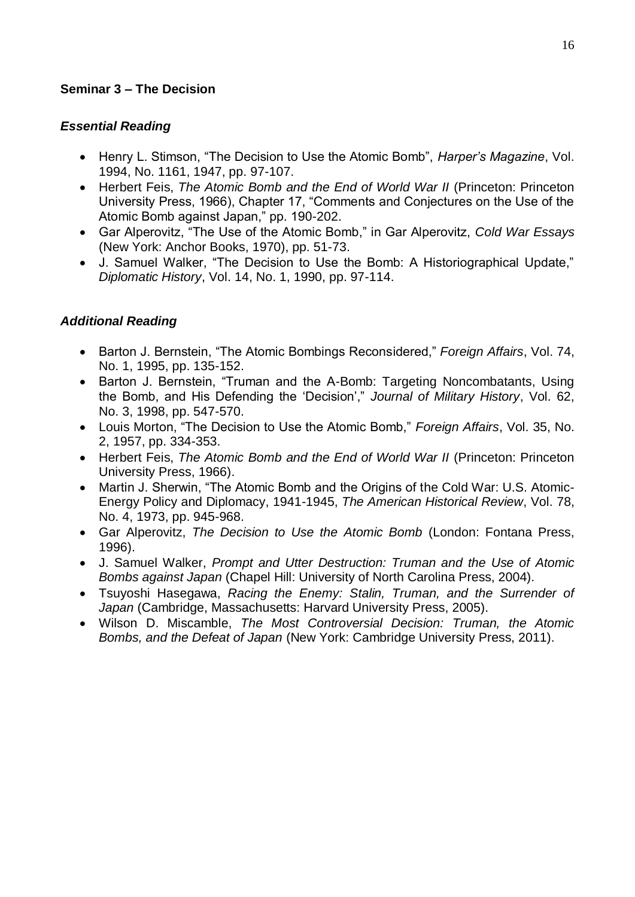**Seminar 3 – The Decision**

***Essential Reading***

- Henry L. Stimson, "The Decision to Use the Atomic Bomb", *Harper's Magazine*, Vol. 1994, No. 1161, 1947, pp. 97-107.
- Herbert Feis, *The Atomic Bomb and the End of World War II* (Princeton: Princeton University Press, 1966), Chapter 17, "Comments and Conjectures on the Use of the Atomic Bomb against Japan," pp. 190-202.
- Gar Alperovitz, "The Use of the Atomic Bomb," in Gar Alperovitz, *Cold War Essays* (New York: Anchor Books, 1970), pp. 51-73.
- J. Samuel Walker, "The Decision to Use the Bomb: A Historiographical Update," *Diplomatic History*, Vol. 14, No. 1, 1990, pp. 97-114.

***Additional Reading***

- Barton J. Bernstein, "The Atomic Bombings Reconsidered," *Foreign Affairs*, Vol. 74, No. 1, 1995, pp. 135-152.
- Barton J. Bernstein, "Truman and the A-Bomb: Targeting Noncombatants, Using the Bomb, and His Defending the 'Decision'," *Journal of Military History*, Vol. 62, No. 3, 1998, pp. 547-570.
- Louis Morton, "The Decision to Use the Atomic Bomb," *Foreign Affairs*, Vol. 35, No. 2, 1957, pp. 334-353.
- Herbert Feis, *The Atomic Bomb and the End of World War II* (Princeton: Princeton University Press, 1966).
- Martin J. Sherwin, "The Atomic Bomb and the Origins of the Cold War: U.S. Atomic-Energy Policy and Diplomacy, 1941-1945, *The American Historical Review*, Vol. 78, No. 4, 1973, pp. 945-968.
- Gar Alperovitz, *The Decision to Use the Atomic Bomb* (London: Fontana Press, 1996).
- J. Samuel Walker, *Prompt and Utter Destruction: Truman and the Use of Atomic Bombs against Japan* (Chapel Hill: University of North Carolina Press, 2004).
- Tsuyoshi Hasegawa, *Racing the Enemy: Stalin, Truman, and the Surrender of Japan* (Cambridge, Massachusetts: Harvard University Press, 2005).
- Wilson D. Miscamble, *The Most Controversial Decision: Truman, the Atomic Bombs, and the Defeat of Japan* (New York: Cambridge University Press, 2011).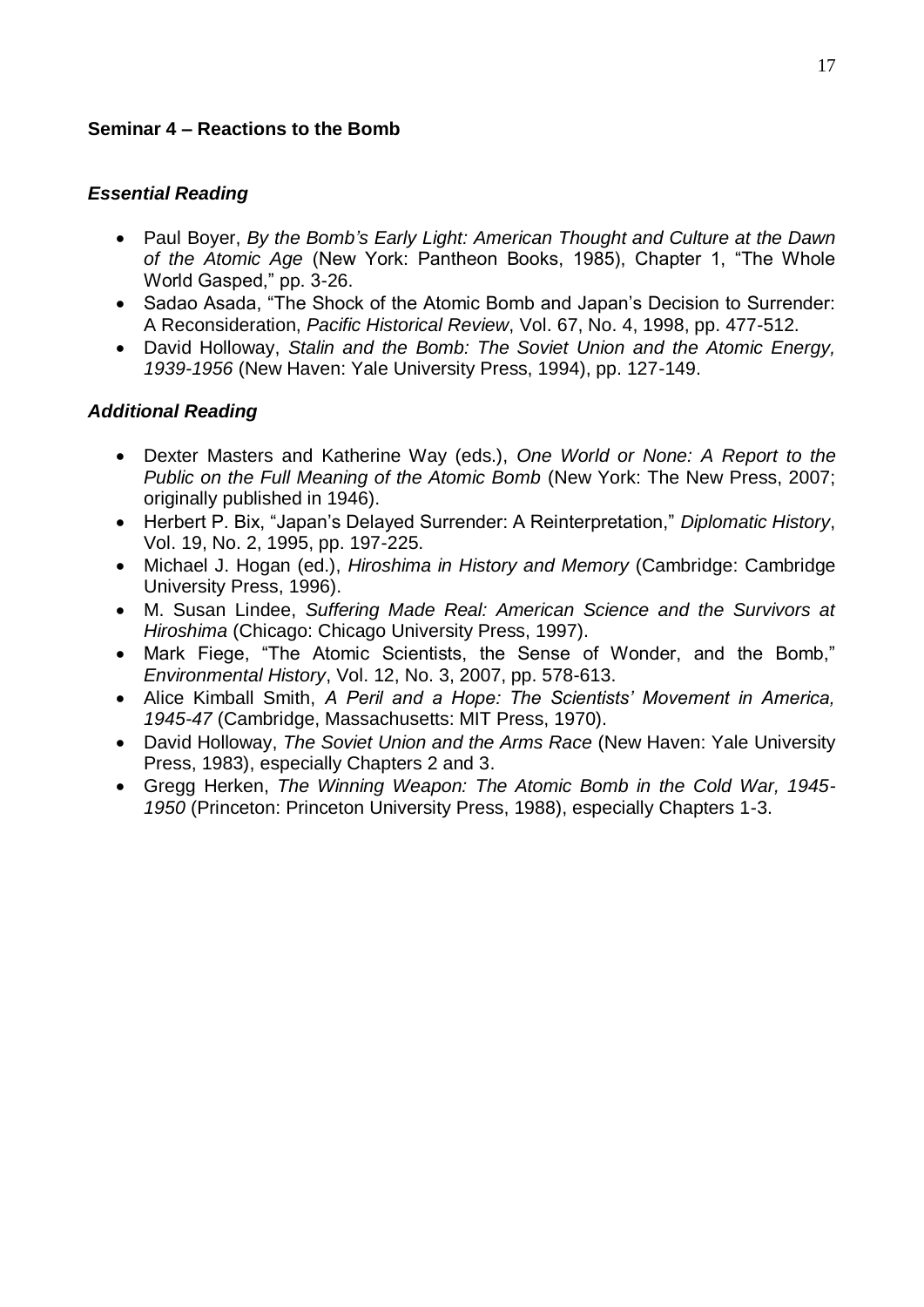### Seminar 4 – Reactions to the Bomb

#### *Essential Reading*

- Paul Boyer, *By the Bomb's Early Light: American Thought and Culture at the Dawn of the Atomic Age* (New York: Pantheon Books, 1985), Chapter 1, "The Whole World Gasped," pp. 3-26.
- Sadao Asada, "The Shock of the Atomic Bomb and Japan's Decision to Surrender: A Reconsideration, *Pacific Historical Review*, Vol. 67, No. 4, 1998, pp. 477-512.
- David Holloway, *Stalin and the Bomb: The Soviet Union and the Atomic Energy, 1939-1956* (New Haven: Yale University Press, 1994), pp. 127-149.

#### *Additional Reading*

- Dexter Masters and Katherine Way (eds.), *One World or None: A Report to the Public on the Full Meaning of the Atomic Bomb* (New York: The New Press, 2007; originally published in 1946).
- Herbert P. Bix, "Japan's Delayed Surrender: A Reinterpretation," *Diplomatic History*, Vol. 19, No. 2, 1995, pp. 197-225.
- Michael J. Hogan (ed.), *Hiroshima in History and Memory* (Cambridge: Cambridge University Press, 1996).
- M. Susan Lindee, *Suffering Made Real: American Science and the Survivors at Hiroshima* (Chicago: Chicago University Press, 1997).
- Mark Fiege, "The Atomic Scientists, the Sense of Wonder, and the Bomb," *Environmental History*, Vol. 12, No. 3, 2007, pp. 578-613.
- Alice Kimball Smith, *A Peril and a Hope: The Scientists' Movement in America, 1945-47* (Cambridge, Massachusetts: MIT Press, 1970).
- David Holloway, *The Soviet Union and the Arms Race* (New Haven: Yale University Press, 1983), especially Chapters 2 and 3.
- Gregg Herken, *The Winning Weapon: The Atomic Bomb in the Cold War, 1945-1950* (Princeton: Princeton University Press, 1988), especially Chapters 1-3.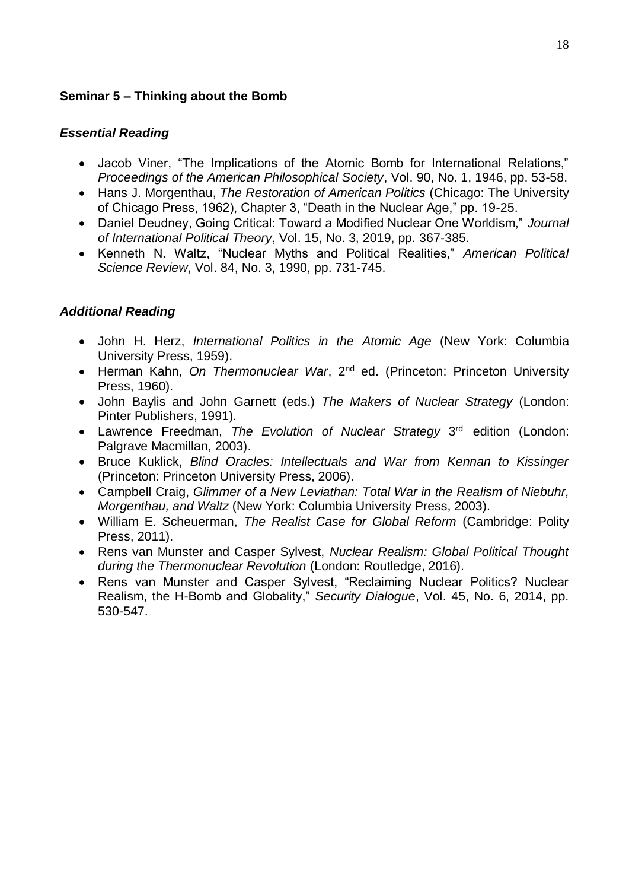## Seminar 5 – Thinking about the Bomb

### *Essential Reading*

- Jacob Viner, "The Implications of the Atomic Bomb for International Relations," *Proceedings of the American Philosophical Society*, Vol. 90, No. 1, 1946, pp. 53-58.
- Hans J. Morgenthau, *The Restoration of American Politics* (Chicago: The University of Chicago Press, 1962), Chapter 3, "Death in the Nuclear Age," pp. 19-25.
- Daniel Deudney, Going Critical: Toward a Modified Nuclear One Worldism," *Journal of International Political Theory*, Vol. 15, No. 3, 2019, pp. 367-385.
- Kenneth N. Waltz, "Nuclear Myths and Political Realities," *American Political Science Review*, Vol. 84, No. 3, 1990, pp. 731-745.

### *Additional Reading*

- John H. Herz, *International Politics in the Atomic Age* (New York: Columbia University Press, 1959).
- Herman Kahn, *On Thermonuclear War*, 2nd ed. (Princeton: Princeton University Press, 1960).
- John Baylis and John Garnett (eds.) *The Makers of Nuclear Strategy* (London: Pinter Publishers, 1991).
- Lawrence Freedman, *The Evolution of Nuclear Strategy* 3rd edition (London: Palgrave Macmillan, 2003).
- Bruce Kuklick, *Blind Oracles: Intellectuals and War from Kennan to Kissinger* (Princeton: Princeton University Press, 2006).
- Campbell Craig, *Glimmer of a New Leviathan: Total War in the Realism of Niebuhr, Morgenthau, and Waltz* (New York: Columbia University Press, 2003).
- William E. Scheuerman, *The Realist Case for Global Reform* (Cambridge: Polity Press, 2011).
- Rens van Munster and Casper Sylvest, *Nuclear Realism: Global Political Thought during the Thermonuclear Revolution* (London: Routledge, 2016).
- Rens van Munster and Casper Sylvest, "Reclaiming Nuclear Politics? Nuclear Realism, the H-Bomb and Globality," *Security Dialogue*, Vol. 45, No. 6, 2014, pp. 530-547.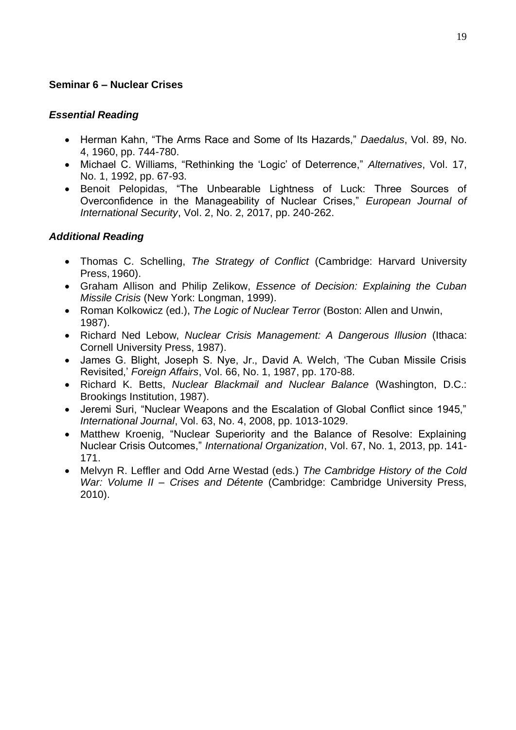## Seminar 6 – Nuclear Crises

### *Essential Reading*

- Herman Kahn, "The Arms Race and Some of Its Hazards," *Daedalus*, Vol. 89, No. 4, 1960, pp. 744-780.
- Michael C. Williams, "Rethinking the 'Logic' of Deterrence," *Alternatives*, Vol. 17, No. 1, 1992, pp. 67-93.
- Benoit Pelopidas, "The Unbearable Lightness of Luck: Three Sources of Overconfidence in the Manageability of Nuclear Crises," *European Journal of International Security*, Vol. 2, No. 2, 2017, pp. 240-262.

### *Additional Reading*

- Thomas C. Schelling, *The Strategy of Conflict* (Cambridge: Harvard University Press, 1960).
- Graham Allison and Philip Zelikow, *Essence of Decision: Explaining the Cuban Missile Crisis* (New York: Longman, 1999).
- Roman Kolkowicz (ed.), *The Logic of Nuclear Terror* (Boston: Allen and Unwin, 1987).
- Richard Ned Lebow, *Nuclear Crisis Management: A Dangerous Illusion* (Ithaca: Cornell University Press, 1987).
- James G. Blight, Joseph S. Nye, Jr., David A. Welch, 'The Cuban Missile Crisis Revisited,' *Foreign Affairs*, Vol. 66, No. 1, 1987, pp. 170-88.
- Richard K. Betts, *Nuclear Blackmail and Nuclear Balance* (Washington, D.C.: Brookings Institution, 1987).
- Jeremi Suri, "Nuclear Weapons and the Escalation of Global Conflict since 1945," *International Journal*, Vol. 63, No. 4, 2008, pp. 1013-1029.
- Matthew Kroenig, "Nuclear Superiority and the Balance of Resolve: Explaining Nuclear Crisis Outcomes," *International Organization*, Vol. 67, No. 1, 2013, pp. 141-171.
- Melvyn R. Leffler and Odd Arne Westad (eds.) *The Cambridge History of the Cold War: Volume II – Crises and Détente* (Cambridge: Cambridge University Press, 2010).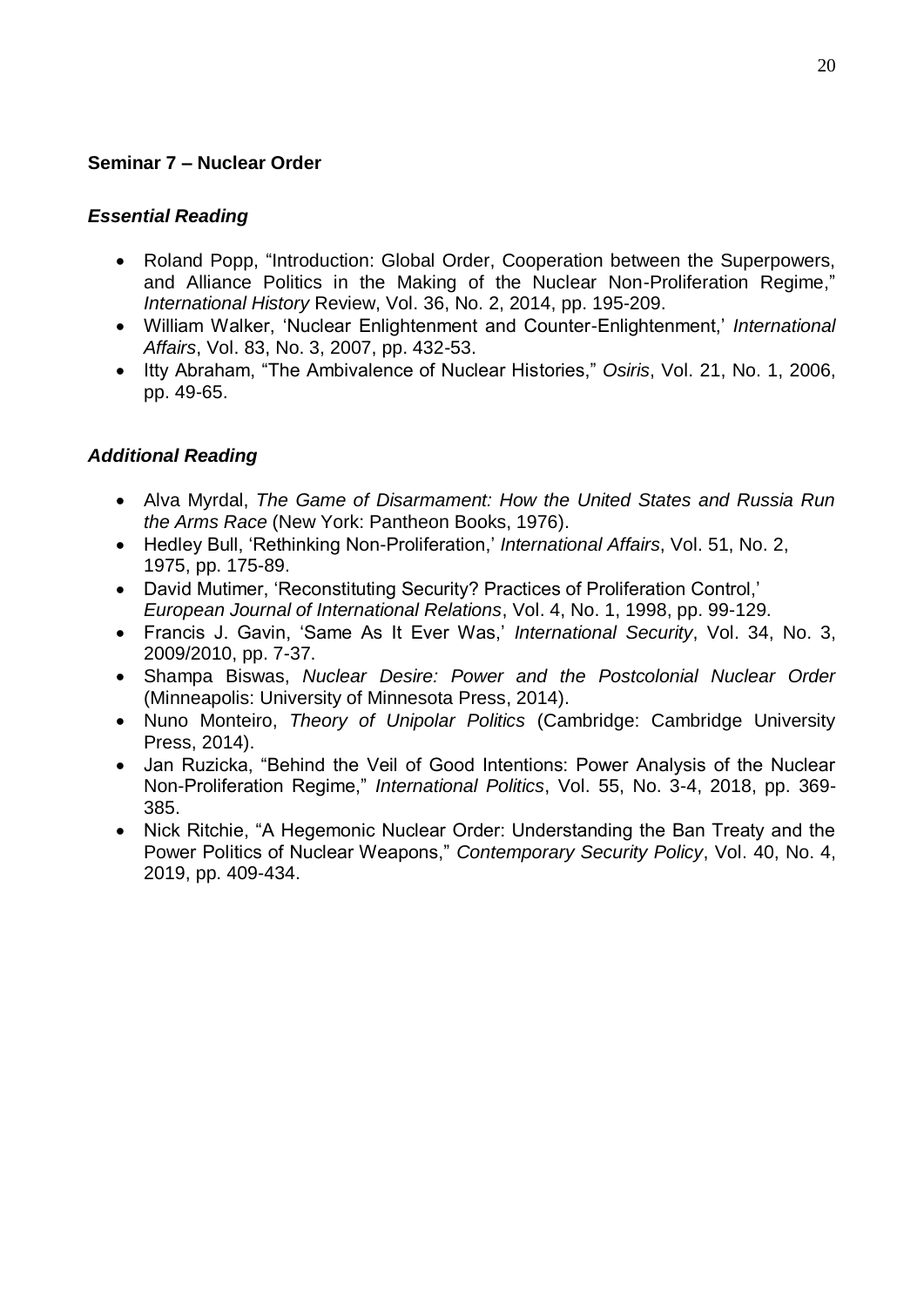## Seminar 7 – Nuclear Order

### *Essential Reading*

- Roland Popp, "Introduction: Global Order, Cooperation between the Superpowers, and Alliance Politics in the Making of the Nuclear Non-Proliferation Regime," *International History* Review, Vol. 36, No. 2, 2014, pp. 195-209.
- William Walker, 'Nuclear Enlightenment and Counter-Enlightenment,' *International Affairs*, Vol. 83, No. 3, 2007, pp. 432-53.
- Itty Abraham, "The Ambivalence of Nuclear Histories," *Osiris*, Vol. 21, No. 1, 2006, pp. 49-65.

### *Additional Reading*

- Alva Myrdal, *The Game of Disarmament: How the United States and Russia Run the Arms Race* (New York: Pantheon Books, 1976).
- Hedley Bull, 'Rethinking Non-Proliferation,' *International Affairs*, Vol. 51, No. 2, 1975, pp. 175-89.
- David Mutimer, 'Reconstituting Security? Practices of Proliferation Control,' *European Journal of International Relations*, Vol. 4, No. 1, 1998, pp. 99-129.
- Francis J. Gavin, 'Same As It Ever Was,' *International Security*, Vol. 34, No. 3, 2009/2010, pp. 7-37.
- Shampa Biswas, *Nuclear Desire: Power and the Postcolonial Nuclear Order* (Minneapolis: University of Minnesota Press, 2014).
- Nuno Monteiro, *Theory of Unipolar Politics* (Cambridge: Cambridge University Press, 2014).
- Jan Ruzicka, "Behind the Veil of Good Intentions: Power Analysis of the Nuclear Non-Proliferation Regime," *International Politics*, Vol. 55, No. 3-4, 2018, pp. 369-385.
- Nick Ritchie, "A Hegemonic Nuclear Order: Understanding the Ban Treaty and the Power Politics of Nuclear Weapons," *Contemporary Security Policy*, Vol. 40, No. 4, 2019, pp. 409-434.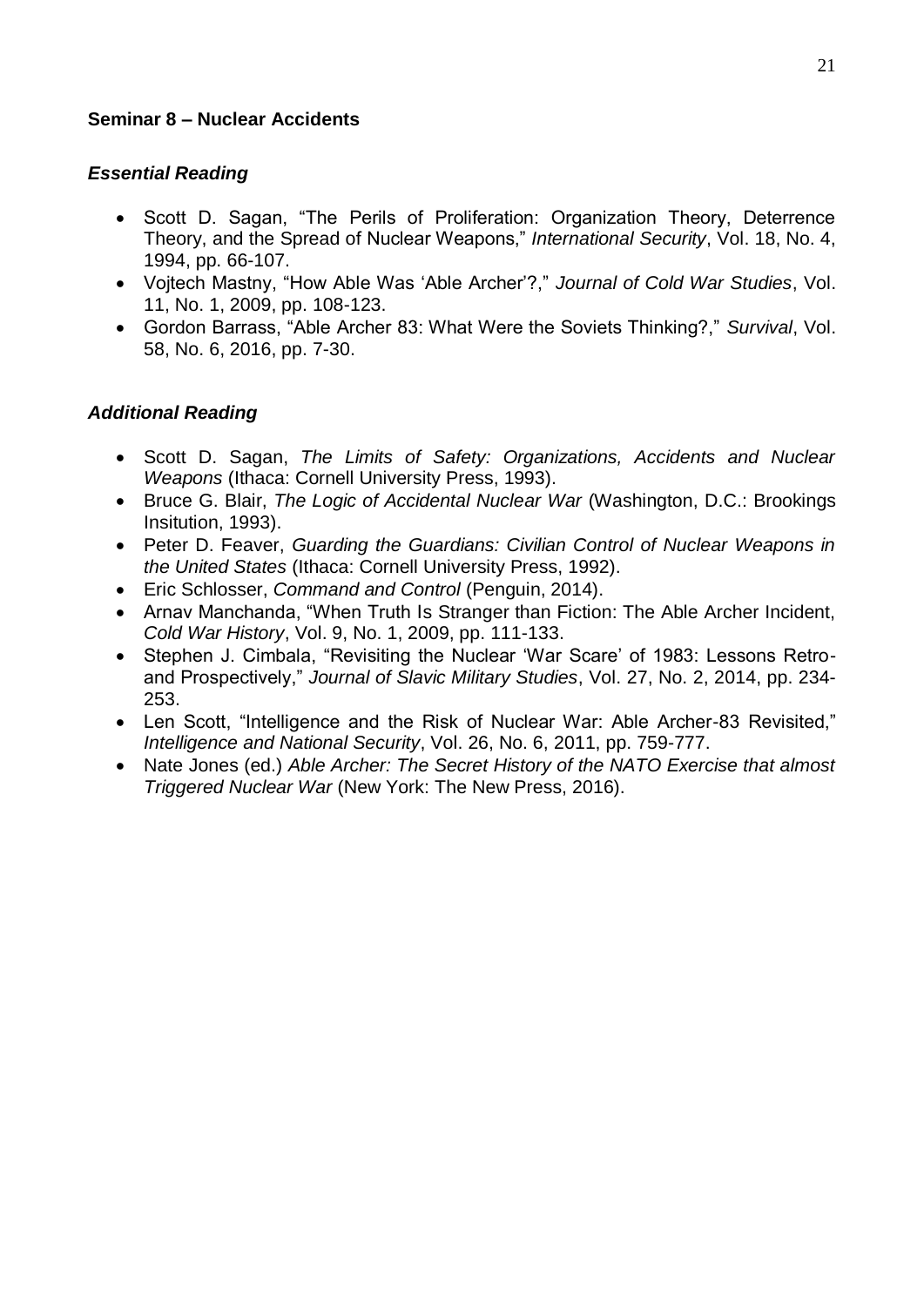**Seminar 8 – Nuclear Accidents**

***Essential Reading***

- Scott D. Sagan, "The Perils of Proliferation: Organization Theory, Deterrence Theory, and the Spread of Nuclear Weapons," *International Security*, Vol. 18, No. 4, 1994, pp. 66-107.
- Vojtech Mastny, "How Able Was 'Able Archer'?," *Journal of Cold War Studies*, Vol. 11, No. 1, 2009, pp. 108-123.
- Gordon Barrass, "Able Archer 83: What Were the Soviets Thinking?," *Survival*, Vol. 58, No. 6, 2016, pp. 7-30.

***Additional Reading***

- Scott D. Sagan, *The Limits of Safety: Organizations, Accidents and Nuclear Weapons* (Ithaca: Cornell University Press, 1993).
- Bruce G. Blair, *The Logic of Accidental Nuclear War* (Washington, D.C.: Brookings Insitution, 1993).
- Peter D. Feaver, *Guarding the Guardians: Civilian Control of Nuclear Weapons in the United States* (Ithaca: Cornell University Press, 1992).
- Eric Schlosser, *Command and Control* (Penguin, 2014).
- Arnav Manchanda, "When Truth Is Stranger than Fiction: The Able Archer Incident, *Cold War History*, Vol. 9, No. 1, 2009, pp. 111-133.
- Stephen J. Cimbala, "Revisiting the Nuclear 'War Scare' of 1983: Lessons Retro- and Prospectively," *Journal of Slavic Military Studies*, Vol. 27, No. 2, 2014, pp. 234-253.
- Len Scott, "Intelligence and the Risk of Nuclear War: Able Archer-83 Revisited," *Intelligence and National Security*, Vol. 26, No. 6, 2011, pp. 759-777.
- Nate Jones (ed.) *Able Archer: The Secret History of the NATO Exercise that almost Triggered Nuclear War* (New York: The New Press, 2016).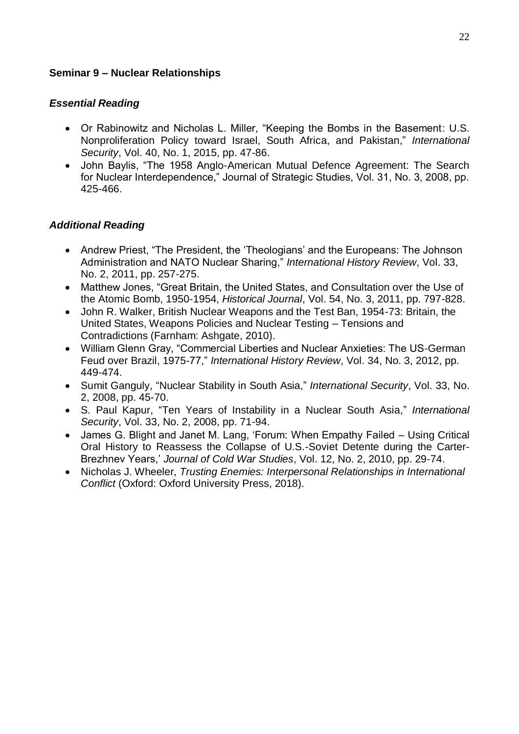**Seminar 9 – Nuclear Relationships**

***Essential Reading***

- Or Rabinowitz and Nicholas L. Miller, "Keeping the Bombs in the Basement: U.S. Nonproliferation Policy toward Israel, South Africa, and Pakistan," *International Security*, Vol. 40, No. 1, 2015, pp. 47-86.
- John Baylis, "The 1958 Anglo-American Mutual Defence Agreement: The Search for Nuclear Interdependence," Journal of Strategic Studies, Vol. 31, No. 3, 2008, pp. 425-466.

***Additional Reading***

- Andrew Priest, "The President, the 'Theologians' and the Europeans: The Johnson Administration and NATO Nuclear Sharing," *International History Review*, Vol. 33, No. 2, 2011, pp. 257-275.
- Matthew Jones, "Great Britain, the United States, and Consultation over the Use of the Atomic Bomb, 1950-1954, *Historical Journal*, Vol. 54, No. 3, 2011, pp. 797-828.
- John R. Walker, British Nuclear Weapons and the Test Ban, 1954-73: Britain, the United States, Weapons Policies and Nuclear Testing – Tensions and Contradictions (Farnham: Ashgate, 2010).
- William Glenn Gray, "Commercial Liberties and Nuclear Anxieties: The US-German Feud over Brazil, 1975-77," *International History Review*, Vol. 34, No. 3, 2012, pp. 449-474.
- Sumit Ganguly, "Nuclear Stability in South Asia," *International Security*, Vol. 33, No. 2, 2008, pp. 45-70.
- S. Paul Kapur, "Ten Years of Instability in a Nuclear South Asia," *International Security*, Vol. 33, No. 2, 2008, pp. 71-94.
- James G. Blight and Janet M. Lang, 'Forum: When Empathy Failed – Using Critical Oral History to Reassess the Collapse of U.S.-Soviet Detente during the Carter-Brezhnev Years,' *Journal of Cold War Studies*, Vol. 12, No. 2, 2010, pp. 29-74.
- Nicholas J. Wheeler, *Trusting Enemies: Interpersonal Relationships in International Conflict* (Oxford: Oxford University Press, 2018).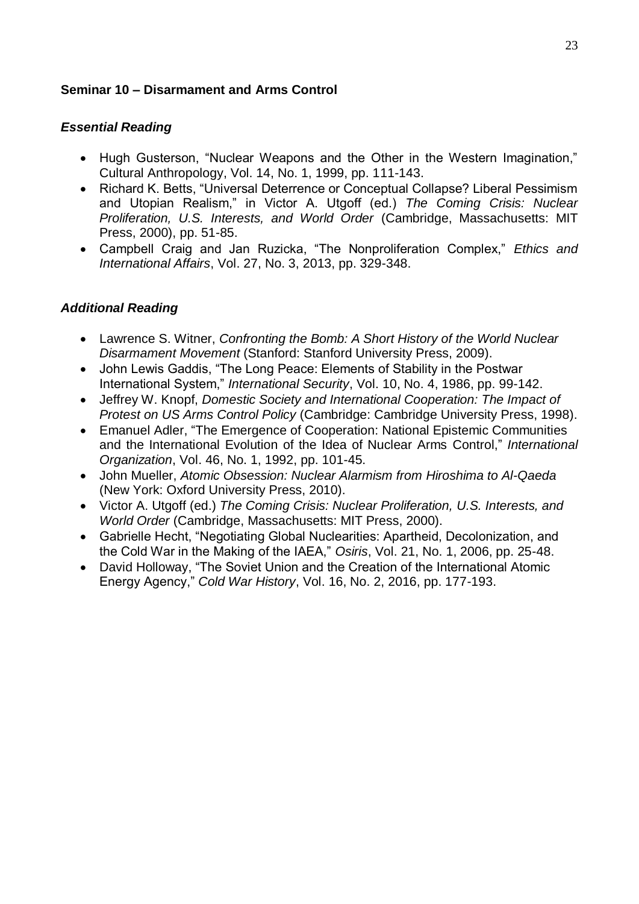### Seminar 10 – Disarmament and Arms Control

#### *Essential Reading*

- Hugh Gusterson, "Nuclear Weapons and the Other in the Western Imagination," Cultural Anthropology, Vol. 14, No. 1, 1999, pp. 111-143.
- Richard K. Betts, "Universal Deterrence or Conceptual Collapse? Liberal Pessimism and Utopian Realism," in Victor A. Utgoff (ed.) *The Coming Crisis: Nuclear Proliferation, U.S. Interests, and World Order* (Cambridge, Massachusetts: MIT Press, 2000), pp. 51-85.
- Campbell Craig and Jan Ruzicka, "The Nonproliferation Complex," *Ethics and International Affairs*, Vol. 27, No. 3, 2013, pp. 329-348.

#### *Additional Reading*

- Lawrence S. Witner, *Confronting the Bomb: A Short History of the World Nuclear Disarmament Movement* (Stanford: Stanford University Press, 2009).
- John Lewis Gaddis, "The Long Peace: Elements of Stability in the Postwar International System," *International Security*, Vol. 10, No. 4, 1986, pp. 99-142.
- Jeffrey W. Knopf, *Domestic Society and International Cooperation: The Impact of Protest on US Arms Control Policy* (Cambridge: Cambridge University Press, 1998).
- Emanuel Adler, "The Emergence of Cooperation: National Epistemic Communities and the International Evolution of the Idea of Nuclear Arms Control," *International Organization*, Vol. 46, No. 1, 1992, pp. 101-45.
- John Mueller, *Atomic Obsession: Nuclear Alarmism from Hiroshima to Al-Qaeda* (New York: Oxford University Press, 2010).
- Victor A. Utgoff (ed.) *The Coming Crisis: Nuclear Proliferation, U.S. Interests, and World Order* (Cambridge, Massachusetts: MIT Press, 2000).
- Gabrielle Hecht, "Negotiating Global Nuclearities: Apartheid, Decolonization, and the Cold War in the Making of the IAEA," *Osiris*, Vol. 21, No. 1, 2006, pp. 25-48.
- David Holloway, "The Soviet Union and the Creation of the International Atomic Energy Agency," *Cold War History*, Vol. 16, No. 2, 2016, pp. 177-193.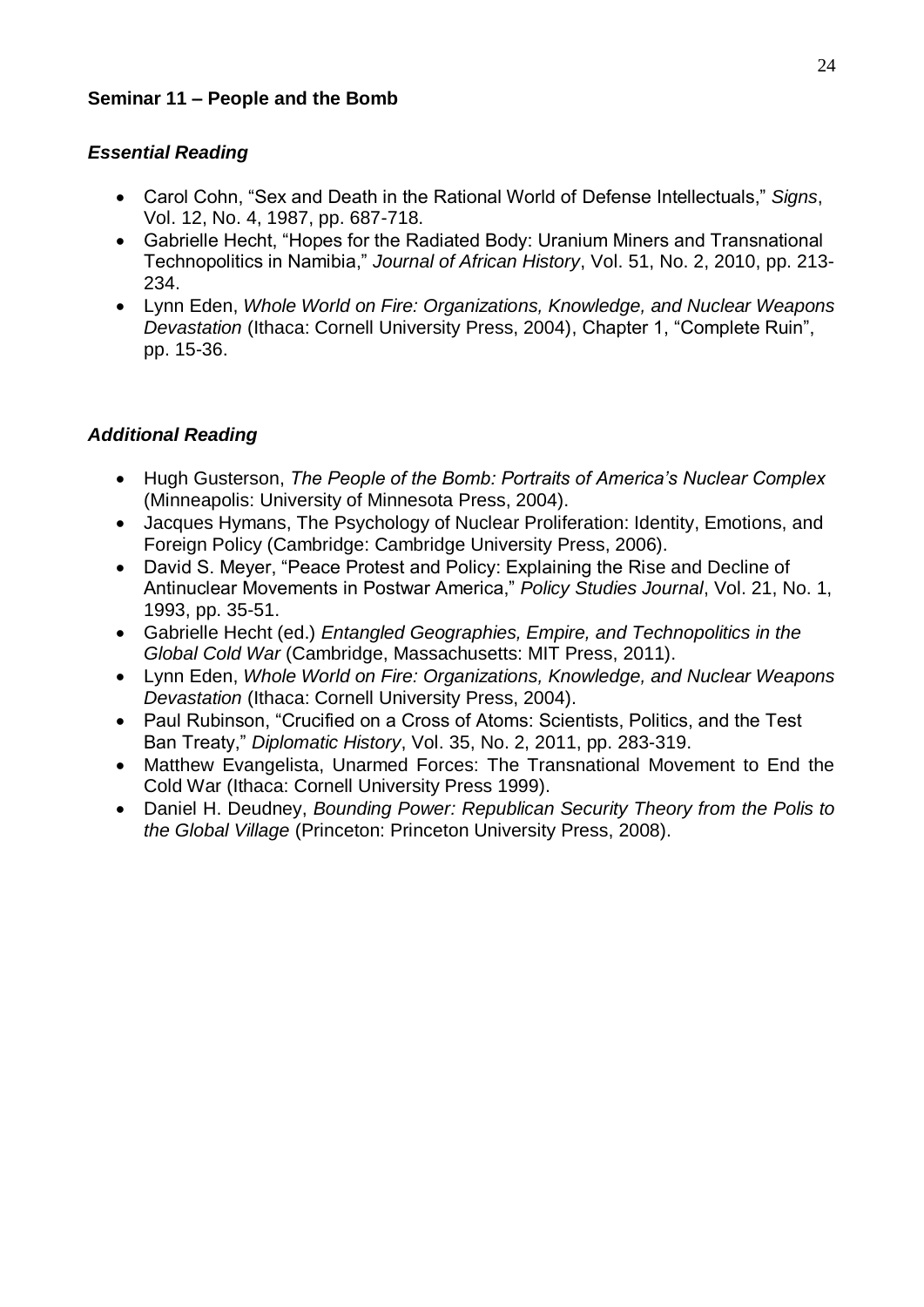**Seminar 11 – People and the Bomb**

***Essential Reading***

- Carol Cohn, "Sex and Death in the Rational World of Defense Intellectuals," *Signs*, Vol. 12, No. 4, 1987, pp. 687-718.
- Gabrielle Hecht, "Hopes for the Radiated Body: Uranium Miners and Transnational Technopolitics in Namibia," *Journal of African History*, Vol. 51, No. 2, 2010, pp. 213-234.
- Lynn Eden, *Whole World on Fire: Organizations, Knowledge, and Nuclear Weapons Devastation* (Ithaca: Cornell University Press, 2004), Chapter 1, "Complete Ruin", pp. 15-36.

***Additional Reading***

- Hugh Gusterson, *The People of the Bomb: Portraits of America's Nuclear Complex* (Minneapolis: University of Minnesota Press, 2004).
- Jacques Hymans, The Psychology of Nuclear Proliferation: Identity, Emotions, and Foreign Policy (Cambridge: Cambridge University Press, 2006).
- David S. Meyer, "Peace Protest and Policy: Explaining the Rise and Decline of Antinuclear Movements in Postwar America," *Policy Studies Journal*, Vol. 21, No. 1, 1993, pp. 35-51.
- Gabrielle Hecht (ed.) *Entangled Geographies, Empire, and Technopolitics in the Global Cold War* (Cambridge, Massachusetts: MIT Press, 2011).
- Lynn Eden, *Whole World on Fire: Organizations, Knowledge, and Nuclear Weapons Devastation* (Ithaca: Cornell University Press, 2004).
- Paul Rubinson, "Crucified on a Cross of Atoms: Scientists, Politics, and the Test Ban Treaty," *Diplomatic History*, Vol. 35, No. 2, 2011, pp. 283-319.
- Matthew Evangelista, Unarmed Forces: The Transnational Movement to End the Cold War (Ithaca: Cornell University Press 1999).
- Daniel H. Deudney, *Bounding Power: Republican Security Theory from the Polis to the Global Village* (Princeton: Princeton University Press, 2008).